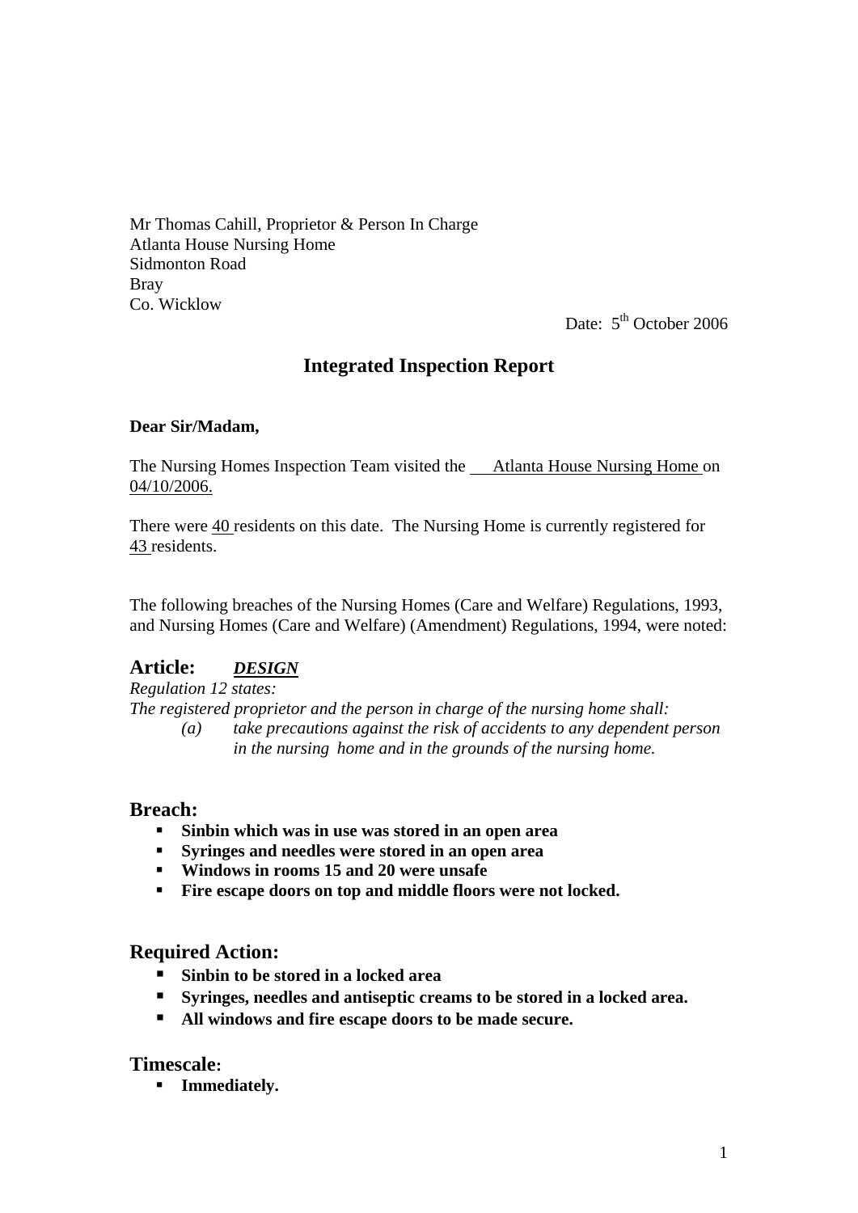Mr Thomas Cahill, Proprietor & Person In Charge
Atlanta House Nursing Home
Sidmonton Road
Bray
Co. Wicklow

Date: 5th October 2006

## Integrated Inspection Report

**Dear Sir/Madam,**

The Nursing Homes Inspection Team visited the Atlanta House Nursing Home on 04/10/2006.

There were 40 residents on this date. The Nursing Home is currently registered for 43 residents.

The following breaches of the Nursing Homes (Care and Welfare) Regulations, 1993, and Nursing Homes (Care and Welfare) (Amendment) Regulations, 1994, were noted:

### Article: ***DESIGN***

*Regulation 12 states:*
*The registered proprietor and the person in charge of the nursing home shall:*

*(a) take precautions against the risk of accidents to any dependent person in the nursing home and in the grounds of the nursing home.*

### Breach:

- **Sinbin which was in use was stored in an open area**
- **Syringes and needles were stored in an open area**
- **Windows in rooms 15 and 20 were unsafe**
- **Fire escape doors on top and middle floors were not locked.**

### Required Action:

- **Sinbin to be stored in a locked area**
- **Syringes, needles and antiseptic creams to be stored in a locked area.**
- **All windows and fire escape doors to be made secure.**

### Timescale:

- **Immediately.**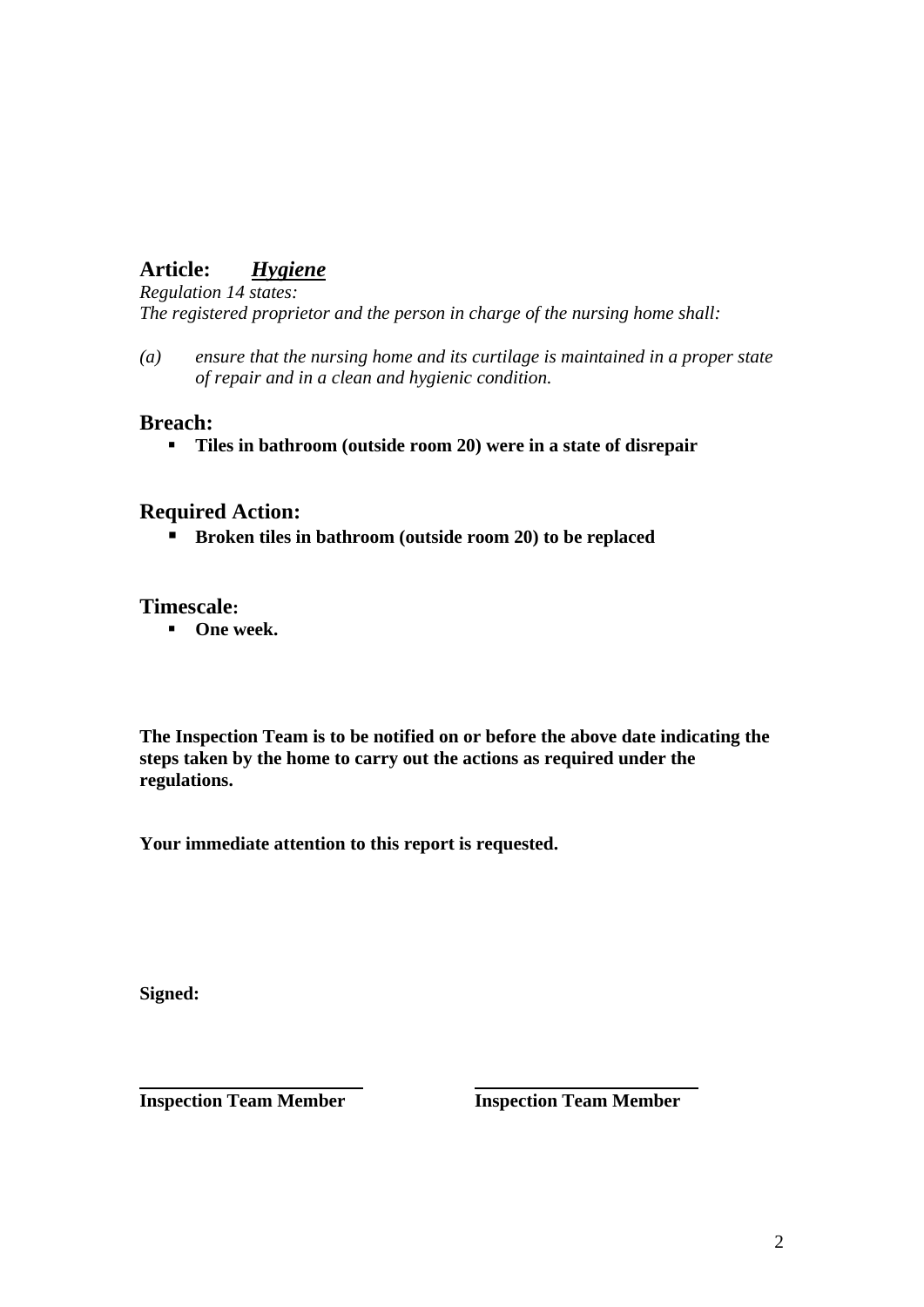## Article: ***Hygiene***

*Regulation 14 states:*
*The registered proprietor and the person in charge of the nursing home shall:*

*(a) ensure that the nursing home and its curtilage is maintained in a proper state of repair and in a clean and hygienic condition.*

## Breach:

- **Tiles in bathroom (outside room 20) were in a state of disrepair**

## Required Action:

- **Broken tiles in bathroom (outside room 20) to be replaced**

## Timescale:

- **One week.**

**The Inspection Team is to be notified on or before the above date indicating the steps taken by the home to carry out the actions as required under the regulations.**

**Your immediate attention to this report is requested.**

**Signed:**

| | |
|---|---|
| **Inspection Team Member** | **Inspection Team Member** |